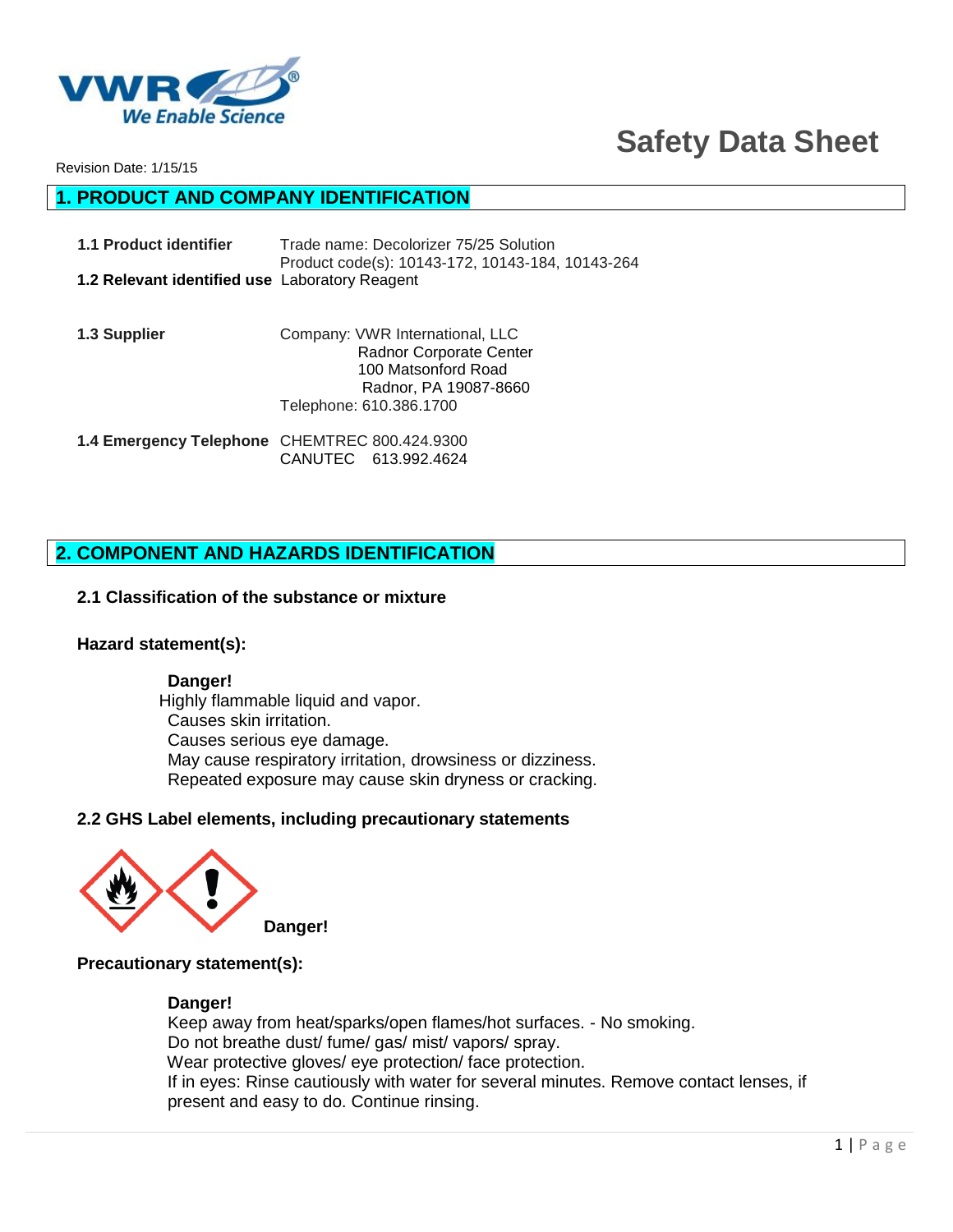Revision Date: 1/15/15

# Safety Data Sheet

## 1. PRODUCT AND COMPANY IDENTIFICATION

**1.1 Product identifier** Trade name: Decolorizer 75/25 Solution
Product code(s): 10143-172, 10143-184, 10143-264

**1.2 Relevant identified use** Laboratory Reagent

**1.3 Supplier** Company: VWR International, LLC
Radnor Corporate Center
100 Matsonford Road
Radnor, PA 19087-8660
Telephone: 610.386.1700

**1.4 Emergency Telephone** CHEMTREC 800.424.9300
CANUTEC 613.992.4624

## 2. COMPONENT AND HAZARDS IDENTIFICATION

### 2.1 Classification of the substance or mixture

**Hazard statement(s):**

**Danger!**
Highly flammable liquid and vapor.
Causes skin irritation.
Causes serious eye damage.
May cause respiratory irritation, drowsiness or dizziness.
Repeated exposure may cause skin dryness or cracking.

### 2.2 GHS Label elements, including precautionary statements

**Danger!**

**Precautionary statement(s):**

**Danger!**
Keep away from heat/sparks/open flames/hot surfaces. - No smoking.
Do not breathe dust/ fume/ gas/ mist/ vapors/ spray.
Wear protective gloves/ eye protection/ face protection.
If in eyes: Rinse cautiously with water for several minutes. Remove contact lenses, if present and easy to do. Continue rinsing.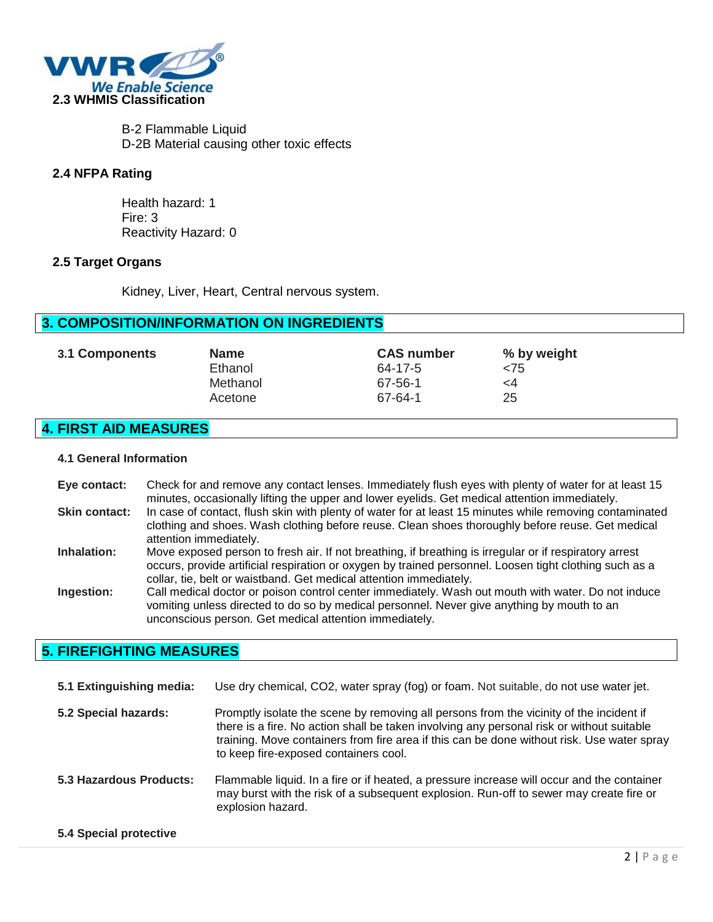### 2.3 WHMIS Classification

B-2 Flammable Liquid
D-2B Material causing other toxic effects

### 2.4 NFPA Rating

Health hazard: 1
Fire: 3
Reactivity Hazard: 0

### 2.5 Target Organs

Kidney, Liver, Heart, Central nervous system.

## 3. COMPOSITION/INFORMATION ON INGREDIENTS

**3.1 Components**

| Name | CAS number | % by weight |
|---|---|---|
| Ethanol | 64-17-5 | <75 |
| Methanol | 67-56-1 | <4 |
| Acetone | 67-64-1 | 25 |

## 4. FIRST AID MEASURES

**4.1 General Information**

**Eye contact:** Check for and remove any contact lenses. Immediately flush eyes with plenty of water for at least 15 minutes, occasionally lifting the upper and lower eyelids. Get medical attention immediately.

**Skin contact:** In case of contact, flush skin with plenty of water for at least 15 minutes while removing contaminated clothing and shoes. Wash clothing before reuse. Clean shoes thoroughly before reuse. Get medical attention immediately.

**Inhalation:** Move exposed person to fresh air. If not breathing, if breathing is irregular or if respiratory arrest occurs, provide artificial respiration or oxygen by trained personnel. Loosen tight clothing such as a collar, tie, belt or waistband. Get medical attention immediately.

**Ingestion:** Call medical doctor or poison control center immediately. Wash out mouth with water. Do not induce vomiting unless directed to do so by medical personnel. Never give anything by mouth to an unconscious person. Get medical attention immediately.

## 5. FIREFIGHTING MEASURES

**5.1 Extinguishing media:** Use dry chemical, $CO_2$, water spray (fog) or foam. Not suitable, do not use water jet.

**5.2 Special hazards:** Promptly isolate the scene by removing all persons from the vicinity of the incident if there is a fire. No action shall be taken involving any personal risk or without suitable training. Move containers from fire area if this can be done without risk. Use water spray to keep fire-exposed containers cool.

**5.3 Hazardous Products:** Flammable liquid. In a fire or if heated, a pressure increase will occur and the container may burst with the risk of a subsequent explosion. Run-off to sewer may create fire or explosion hazard.

**5.4 Special protective**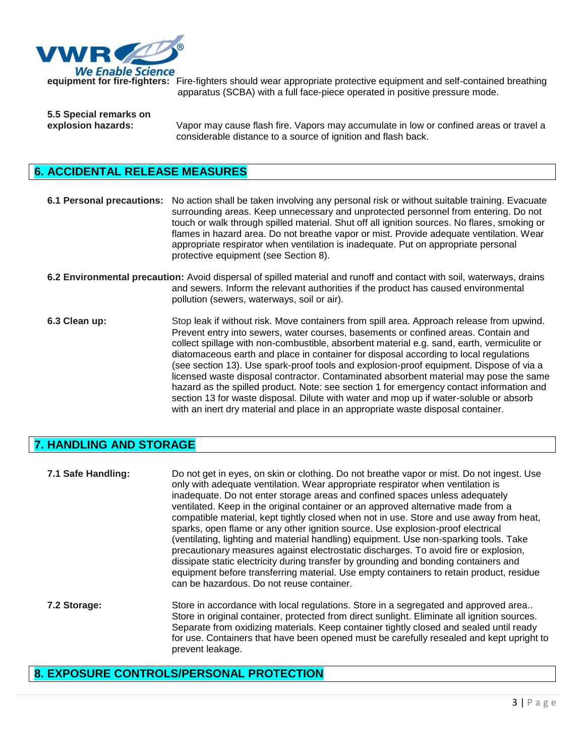**equipment for fire-fighters:** Fire-fighters should wear appropriate protective equipment and self-contained breathing apparatus (SCBA) with a full face-piece operated in positive pressure mode.

**5.5 Special remarks on explosion hazards:** Vapor may cause flash fire. Vapors may accumulate in low or confined areas or travel a considerable distance to a source of ignition and flash back.

## 6. ACCIDENTAL RELEASE MEASURES

**6.1 Personal precautions:** No action shall be taken involving any personal risk or without suitable training. Evacuate surrounding areas. Keep unnecessary and unprotected personnel from entering. Do not touch or walk through spilled material. Shut off all ignition sources. No flares, smoking or flames in hazard area. Do not breathe vapor or mist. Provide adequate ventilation. Wear appropriate respirator when ventilation is inadequate. Put on appropriate personal protective equipment (see Section 8).

**6.2 Environmental precaution:** Avoid dispersal of spilled material and runoff and contact with soil, waterways, drains and sewers. Inform the relevant authorities if the product has caused environmental pollution (sewers, waterways, soil or air).

**6.3 Clean up:** Stop leak if without risk. Move containers from spill area. Approach release from upwind. Prevent entry into sewers, water courses, basements or confined areas. Contain and collect spillage with non-combustible, absorbent material e.g. sand, earth, vermiculite or diatomaceous earth and place in container for disposal according to local regulations (see section 13). Use spark-proof tools and explosion-proof equipment. Dispose of via a licensed waste disposal contractor. Contaminated absorbent material may pose the same hazard as the spilled product. Note: see section 1 for emergency contact information and section 13 for waste disposal. Dilute with water and mop up if water-soluble or absorb with an inert dry material and place in an appropriate waste disposal container.

## 7. HANDLING AND STORAGE

**7.1 Safe Handling:** Do not get in eyes, on skin or clothing. Do not breathe vapor or mist. Do not ingest. Use only with adequate ventilation. Wear appropriate respirator when ventilation is inadequate. Do not enter storage areas and confined spaces unless adequately ventilated. Keep in the original container or an approved alternative made from a compatible material, kept tightly closed when not in use. Store and use away from heat, sparks, open flame or any other ignition source. Use explosion-proof electrical (ventilating, lighting and material handling) equipment. Use non-sparking tools. Take precautionary measures against electrostatic discharges. To avoid fire or explosion, dissipate static electricity during transfer by grounding and bonding containers and equipment before transferring material. Use empty containers to retain product, residue can be hazardous. Do not reuse container.

**7.2 Storage:** Store in accordance with local regulations. Store in a segregated and approved area.. Store in original container, protected from direct sunlight. Eliminate all ignition sources. Separate from oxidizing materials. Keep container tightly closed and sealed until ready for use. Containers that have been opened must be carefully resealed and kept upright to prevent leakage.

## 8. EXPOSURE CONTROLS/PERSONAL PROTECTION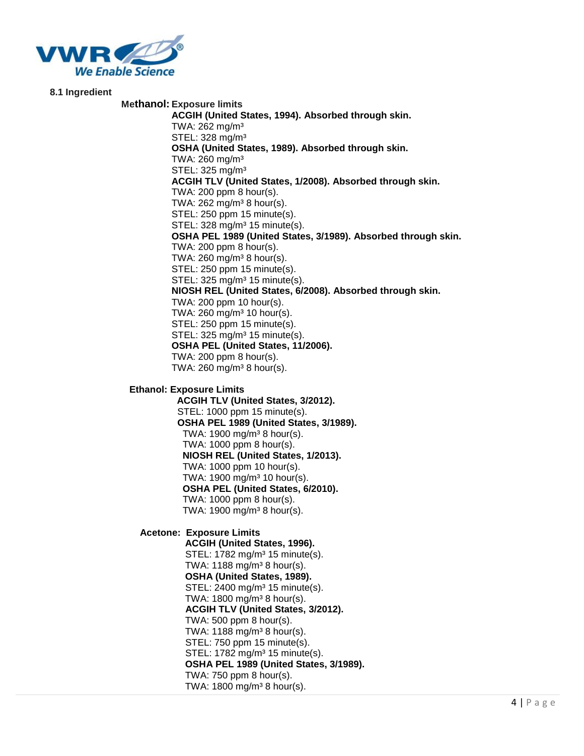### 8.1 Ingredient

**Methanol: Exposure limits**

**ACGIH (United States, 1994). Absorbed through skin.**
TWA: 262 mg/m³
STEL: 328 mg/m³

**OSHA (United States, 1989). Absorbed through skin.**
TWA: 260 mg/m³
STEL: 325 mg/m³

**ACGIH TLV (United States, 1/2008). Absorbed through skin.**
TWA: 200 ppm 8 hour(s).
TWA: 262 mg/m³ 8 hour(s).
STEL: 250 ppm 15 minute(s).
STEL: 328 mg/m³ 15 minute(s).

**OSHA PEL 1989 (United States, 3/1989). Absorbed through skin.**
TWA: 200 ppm 8 hour(s).
TWA: 260 mg/m³ 8 hour(s).
STEL: 250 ppm 15 minute(s).
STEL: 325 mg/m³ 15 minute(s).

**NIOSH REL (United States, 6/2008). Absorbed through skin.**
TWA: 200 ppm 10 hour(s).
TWA: 260 mg/m³ 10 hour(s).
STEL: 250 ppm 15 minute(s).
STEL: 325 mg/m³ 15 minute(s).

**OSHA PEL (United States, 11/2006).**
TWA: 200 ppm 8 hour(s).
TWA: 260 mg/m³ 8 hour(s).

**Ethanol: Exposure Limits**

**ACGIH TLV (United States, 3/2012).**
STEL: 1000 ppm 15 minute(s).

**OSHA PEL 1989 (United States, 3/1989).**
TWA: 1900 mg/m³ 8 hour(s).
TWA: 1000 ppm 8 hour(s).

**NIOSH REL (United States, 1/2013).**
TWA: 1000 ppm 10 hour(s).
TWA: 1900 mg/m³ 10 hour(s).

**OSHA PEL (United States, 6/2010).**
TWA: 1000 ppm 8 hour(s).
TWA: 1900 mg/m³ 8 hour(s).

**Acetone: Exposure Limits**

**ACGIH (United States, 1996).**
STEL: 1782 mg/m³ 15 minute(s).
TWA: 1188 mg/m³ 8 hour(s).

**OSHA (United States, 1989).**
STEL: 2400 mg/m³ 15 minute(s).
TWA: 1800 mg/m³ 8 hour(s).

**ACGIH TLV (United States, 3/2012).**
TWA: 500 ppm 8 hour(s).
TWA: 1188 mg/m³ 8 hour(s).
STEL: 750 ppm 15 minute(s).
STEL: 1782 mg/m³ 15 minute(s).

**OSHA PEL 1989 (United States, 3/1989).**
TWA: 750 ppm 8 hour(s).
TWA: 1800 mg/m³ 8 hour(s).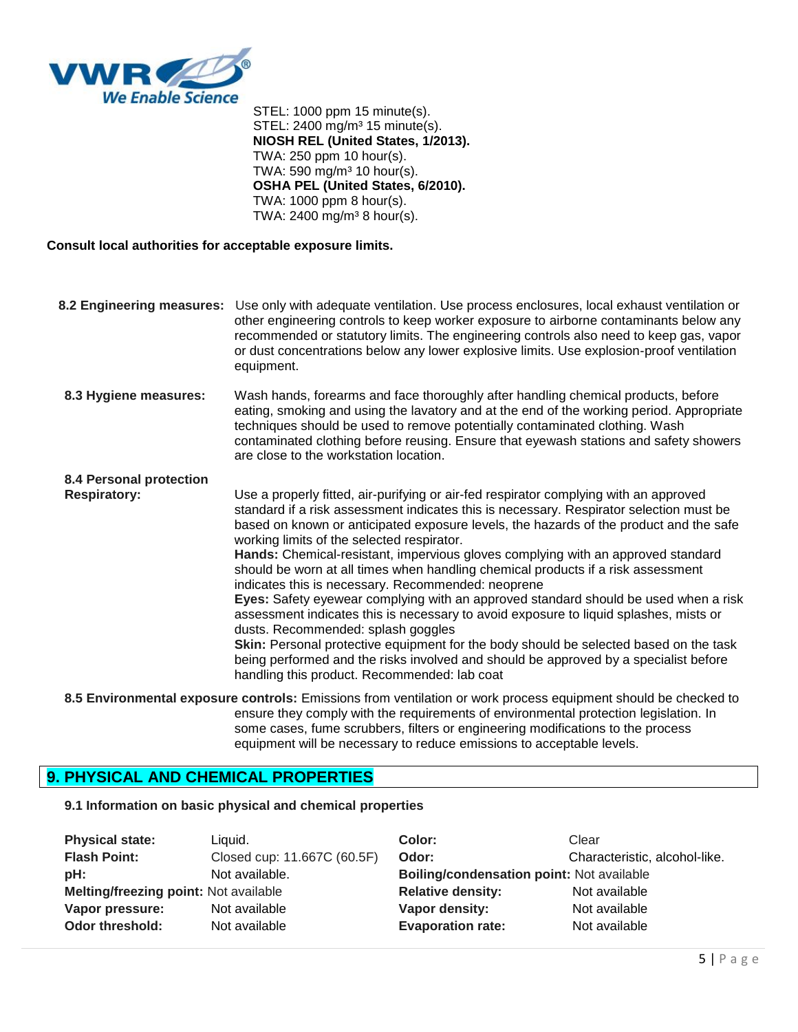STEL: 1000 ppm 15 minute(s).
STEL: 2400 mg/m³ 15 minute(s).
**NIOSH REL (United States, 1/2013).**
TWA: 250 ppm 10 hour(s).
TWA: 590 mg/m³ 10 hour(s).
**OSHA PEL (United States, 6/2010).**
TWA: 1000 ppm 8 hour(s).
TWA: 2400 mg/m³ 8 hour(s).

**Consult local authorities for acceptable exposure limits.**

**8.2 Engineering measures:** Use only with adequate ventilation. Use process enclosures, local exhaust ventilation or other engineering controls to keep worker exposure to airborne contaminants below any recommended or statutory limits. The engineering controls also need to keep gas, vapor or dust concentrations below any lower explosive limits. Use explosion-proof ventilation equipment.

**8.3 Hygiene measures:** Wash hands, forearms and face thoroughly after handling chemical products, before eating, smoking and using the lavatory and at the end of the working period. Appropriate techniques should be used to remove potentially contaminated clothing. Wash contaminated clothing before reusing. Ensure that eyewash stations and safety showers are close to the workstation location.

**8.4 Personal protection**

**Respiratory:** Use a properly fitted, air-purifying or air-fed respirator complying with an approved standard if a risk assessment indicates this is necessary. Respirator selection must be based on known or anticipated exposure levels, the hazards of the product and the safe working limits of the selected respirator.

**Hands:** Chemical-resistant, impervious gloves complying with an approved standard should be worn at all times when handling chemical products if a risk assessment indicates this is necessary. Recommended: neoprene

**Eyes:** Safety eyewear complying with an approved standard should be used when a risk assessment indicates this is necessary to avoid exposure to liquid splashes, mists or dusts. Recommended: splash goggles

**Skin:** Personal protective equipment for the body should be selected based on the task being performed and the risks involved and should be approved by a specialist before handling this product. Recommended: lab coat

**8.5 Environmental exposure controls:** Emissions from ventilation or work process equipment should be checked to ensure they comply with the requirements of environmental protection legislation. In some cases, fume scrubbers, filters or engineering modifications to the process equipment will be necessary to reduce emissions to acceptable levels.

## 9. PHYSICAL AND CHEMICAL PROPERTIES

**9.1 Information on basic physical and chemical properties**

| | | | |
|---|---|---|---|
| **Physical state:** | Liquid. | **Color:** | Clear |
| **Flash Point:** | Closed cup: 11.667C (60.5F) | **Odor:** | Characteristic, alcohol-like. |
| **pH:** | Not available. | **Boiling/condensation point:** | Not available |
| **Melting/freezing point:** | Not available | **Relative density:** | Not available |
| **Vapor pressure:** | Not available | **Vapor density:** | Not available |
| **Odor threshold:** | Not available | **Evaporation rate:** | Not available |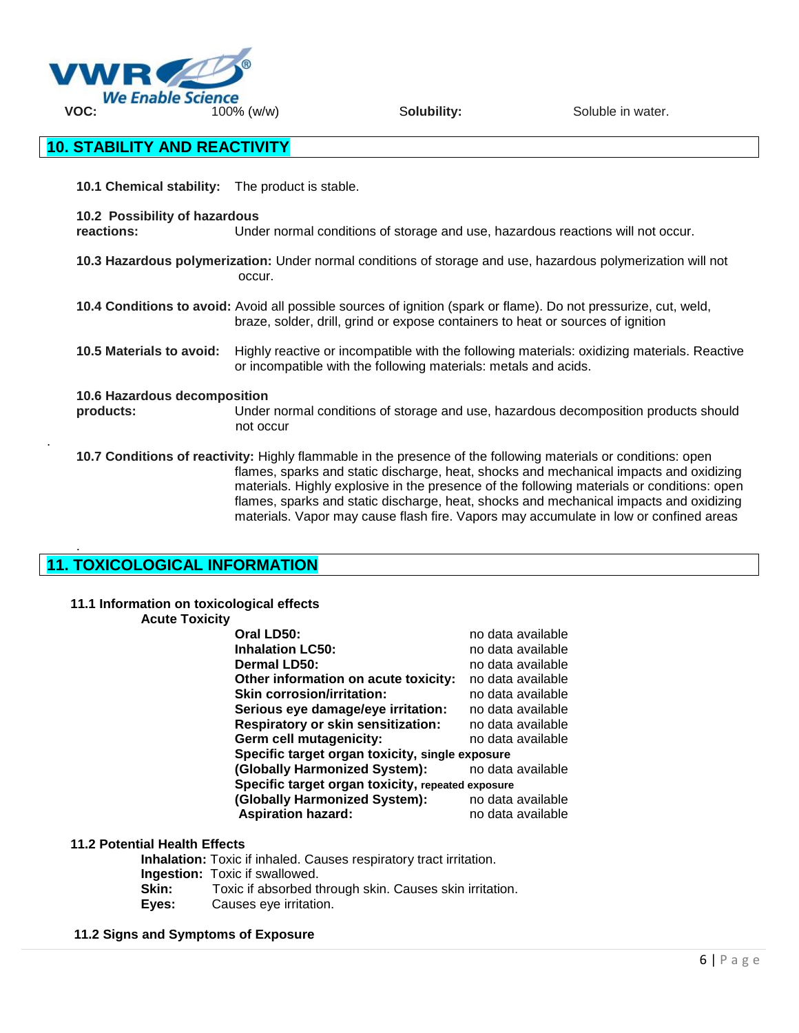| VOC: | 100% (w/w) | Solubility: | Soluble in water. |
|---|---|---|---|

## 10. STABILITY AND REACTIVITY

**10.1 Chemical stability:** The product is stable.

**10.2 Possibility of hazardous reactions:** Under normal conditions of storage and use, hazardous reactions will not occur.

**10.3 Hazardous polymerization:** Under normal conditions of storage and use, hazardous polymerization will not occur.

**10.4 Conditions to avoid:** Avoid all possible sources of ignition (spark or flame). Do not pressurize, cut, weld, braze, solder, drill, grind or expose containers to heat or sources of ignition

**10.5 Materials to avoid:** Highly reactive or incompatible with the following materials: oxidizing materials. Reactive or incompatible with the following materials: metals and acids.

**10.6 Hazardous decomposition products:** Under normal conditions of storage and use, hazardous decomposition products should not occur

**10.7 Conditions of reactivity:** Highly flammable in the presence of the following materials or conditions: open flames, sparks and static discharge, heat, shocks and mechanical impacts and oxidizing materials. Highly explosive in the presence of the following materials or conditions: open flames, sparks and static discharge, heat, shocks and mechanical impacts and oxidizing materials. Vapor may cause flash fire. Vapors may accumulate in low or confined areas

## 11. TOXICOLOGICAL INFORMATION

**11.1 Information on toxicological effects**

**Acute Toxicity**

| | |
|---|---|
| **Oral LD50:** | no data available |
| **Inhalation LC50:** | no data available |
| **Dermal LD50:** | no data available |
| **Other information on acute toxicity:** | no data available |
| **Skin corrosion/irritation:** | no data available |
| **Serious eye damage/eye irritation:** | no data available |
| **Respiratory or skin sensitization:** | no data available |
| **Germ cell mutagenicity:** | no data available |
| **Specific target organ toxicity, single exposure (Globally Harmonized System):** | no data available |
| **Specific target organ toxicity, repeated exposure (Globally Harmonized System):** | no data available |
| **Aspiration hazard:** | no data available |

**11.2 Potential Health Effects**

**Inhalation:** Toxic if inhaled. Causes respiratory tract irritation.
**Ingestion:** Toxic if swallowed.
**Skin:** Toxic if absorbed through skin. Causes skin irritation.
**Eyes:** Causes eye irritation.

**11.2 Signs and Symptoms of Exposure**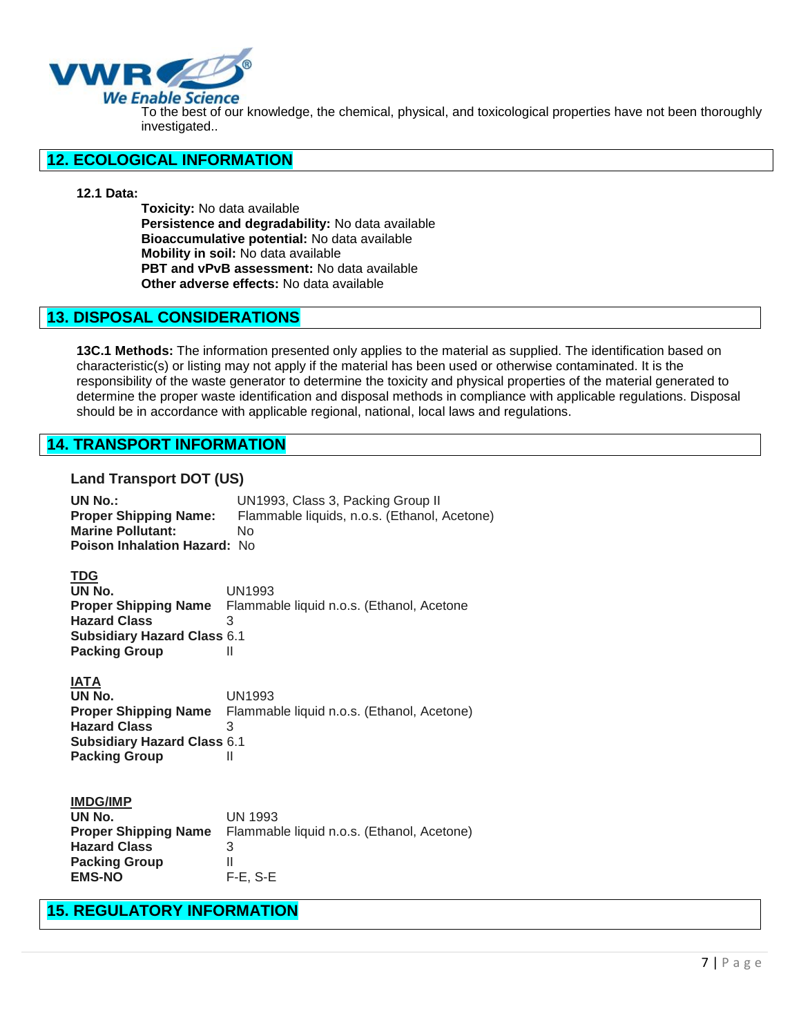To the best of our knowledge, the chemical, physical, and toxicological properties have not been thoroughly investigated..

## 12. ECOLOGICAL INFORMATION

**12.1 Data:**

**Toxicity:** No data available
**Persistence and degradability:** No data available
**Bioaccumulative potential:** No data available
**Mobility in soil:** No data available
**PBT and vPvB assessment:** No data available
**Other adverse effects:** No data available

## 13. DISPOSAL CONSIDERATIONS

**13C.1 Methods:** The information presented only applies to the material as supplied. The identification based on characteristic(s) or listing may not apply if the material has been used or otherwise contaminated. It is the responsibility of the waste generator to determine the toxicity and physical properties of the material generated to determine the proper waste identification and disposal methods in compliance with applicable regulations. Disposal should be in accordance with applicable regional, national, local laws and regulations.

## 14. TRANSPORT INFORMATION

### Land Transport DOT (US)

**UN No.:** UN1993, Class 3, Packing Group II
**Proper Shipping Name:** Flammable liquids, n.o.s. (Ethanol, Acetone)
**Marine Pollutant:** No
**Poison Inhalation Hazard:** No

**TDG**

**UN No.** UN1993
**Proper Shipping Name** Flammable liquid n.o.s. (Ethanol, Acetone
**Hazard Class** 3
**Subsidiary Hazard Class** 6.1
**Packing Group** II

**IATA**

**UN No.** UN1993
**Proper Shipping Name** Flammable liquid n.o.s. (Ethanol, Acetone)
**Hazard Class** 3
**Subsidiary Hazard Class** 6.1
**Packing Group** II

**IMDG/IMP**

**UN No.** UN 1993
**Proper Shipping Name** Flammable liquid n.o.s. (Ethanol, Acetone)
**Hazard Class** 3
**Packing Group** II
**EMS-NO** F-E, S-E

## 15. REGULATORY INFORMATION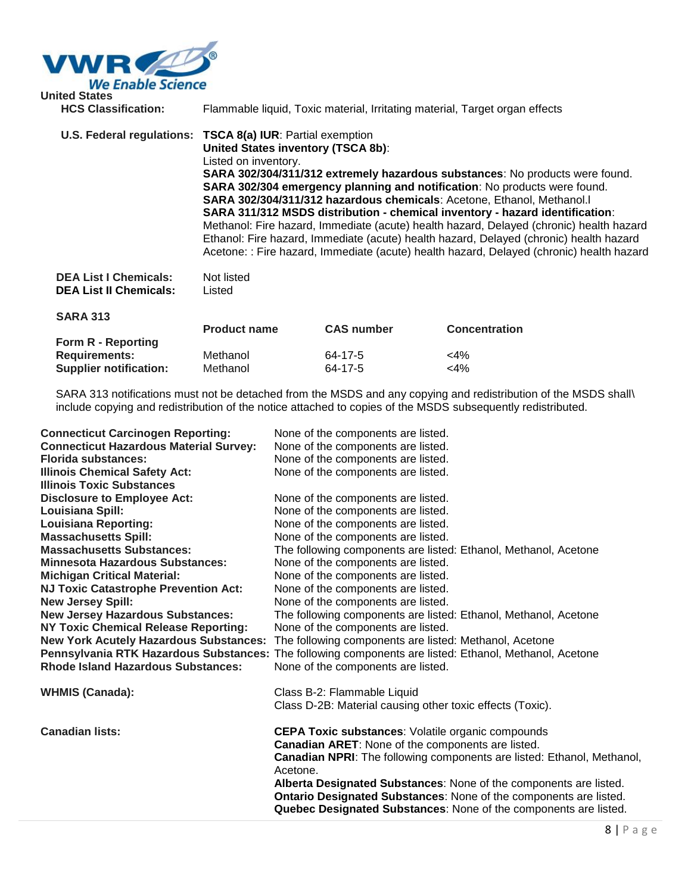**United States**

**HCS Classification:** Flammable liquid, Toxic material, Irritating material, Target organ effects

**U.S. Federal regulations:** **TSCA 8(a) IUR**: Partial exemption
**United States inventory (TSCA 8b)**:
Listed on inventory.
**SARA 302/304/311/312 extremely hazardous substances**: No products were found.
**SARA 302/304 emergency planning and notification**: No products were found.
**SARA 302/304/311/312 hazardous chemicals**: Acetone, Ethanol, Methanol.l
**SARA 311/312 MSDS distribution - chemical inventory - hazard identification**:
Methanol: Fire hazard, Immediate (acute) health hazard, Delayed (chronic) health hazard
Ethanol: Fire hazard, Immediate (acute) health hazard, Delayed (chronic) health hazard
Acetone: : Fire hazard, Immediate (acute) health hazard, Delayed (chronic) health hazard

**DEA List I Chemicals:** Not listed
**DEA List II Chemicals:** Listed

**SARA 313**

| | Product name | CAS number | Concentration |
|---|---|---|---|
| **Form R - Reporting Requirements:** | Methanol | 64-17-5 | <4% |
| **Supplier notification:** | Methanol | 64-17-5 | <4% |

SARA 313 notifications must not be detached from the MSDS and any copying and redistribution of the MSDS shall\ include copying and redistribution of the notice attached to copies of the MSDS subsequently redistributed.

| | |
|---|---|
| **Connecticut Carcinogen Reporting:** | None of the components are listed. |
| **Connecticut Hazardous Material Survey:** | None of the components are listed. |
| **Florida substances:** | None of the components are listed. |
| **Illinois Chemical Safety Act:** | None of the components are listed. |
| **Illinois Toxic Substances Disclosure to Employee Act:** | None of the components are listed. |
| **Louisiana Spill:** | None of the components are listed. |
| **Louisiana Reporting:** | None of the components are listed. |
| **Massachusetts Spill:** | None of the components are listed. |
| **Massachusetts Substances:** | The following components are listed: Ethanol, Methanol, Acetone |
| **Minnesota Hazardous Substances:** | None of the components are listed. |
| **Michigan Critical Material:** | None of the components are listed. |
| **NJ Toxic Catastrophe Prevention Act:** | None of the components are listed. |
| **New Jersey Spill:** | None of the components are listed. |
| **New Jersey Hazardous Substances:** | The following components are listed: Ethanol, Methanol, Acetone |
| **NY Toxic Chemical Release Reporting:** | None of the components are listed. |
| **New York Acutely Hazardous Substances:** | The following components are listed: Methanol, Acetone |
| **Pennsylvania RTK Hazardous Substances:** | The following components are listed: Ethanol, Methanol, Acetone |
| **Rhode Island Hazardous Substances:** | None of the components are listed. |

**WHMIS (Canada):** Class B-2: Flammable Liquid
Class D-2B: Material causing other toxic effects (Toxic).

**Canadian lists:** **CEPA Toxic substances**: Volatile organic compounds
**Canadian ARET**: None of the components are listed.
**Canadian NPRI**: The following components are listed: Ethanol, Methanol, Acetone.
**Alberta Designated Substances**: None of the components are listed.
**Ontario Designated Substances**: None of the components are listed.
**Quebec Designated Substances**: None of the components are listed.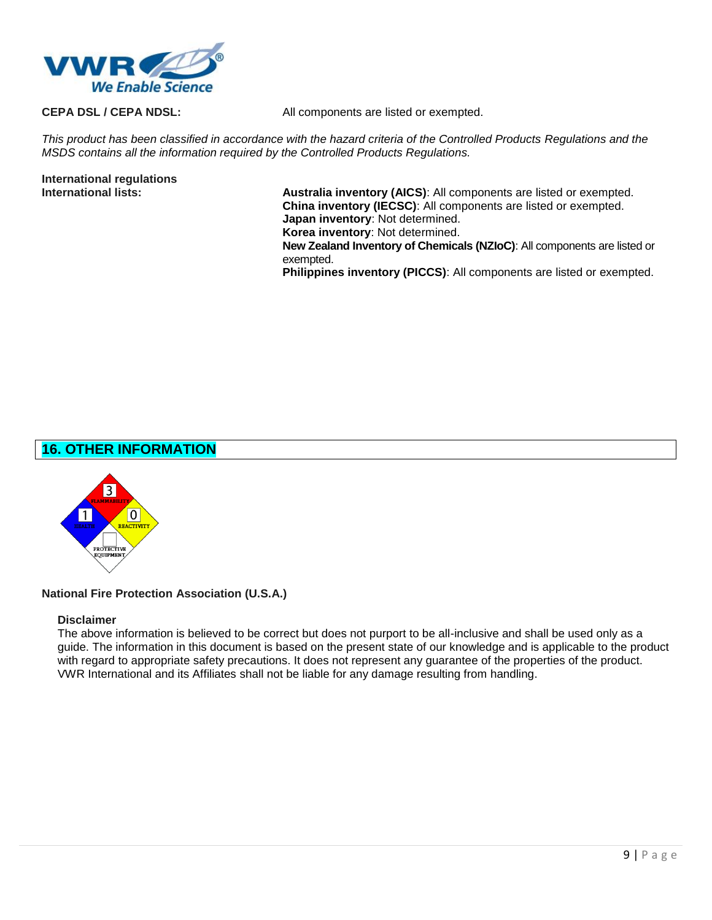**CEPA DSL / CEPA NDSL:** All components are listed or exempted.

*This product has been classified in accordance with the hazard criteria of the Controlled Products Regulations and the MSDS contains all the information required by the Controlled Products Regulations.*

**International regulations**

**International lists:**

**Australia inventory (AICS)**: All components are listed or exempted.
**China inventory (IECSC)**: All components are listed or exempted.
**Japan inventory**: Not determined.
**Korea inventory**: Not determined.
**New Zealand Inventory of Chemicals (NZIoC)**: All components are listed or exempted.
**Philippines inventory (PICCS)**: All components are listed or exempted.

## 16. OTHER INFORMATION

3
FLAMMABILITY
1
HEALTH
0
REACTIVITY
PROTECTIVE EQUIPMENT

**National Fire Protection Association (U.S.A.)**

**Disclaimer**

The above information is believed to be correct but does not purport to be all-inclusive and shall be used only as a guide. The information in this document is based on the present state of our knowledge and is applicable to the product with regard to appropriate safety precautions. It does not represent any guarantee of the properties of the product. VWR International and its Affiliates shall not be liable for any damage resulting from handling.